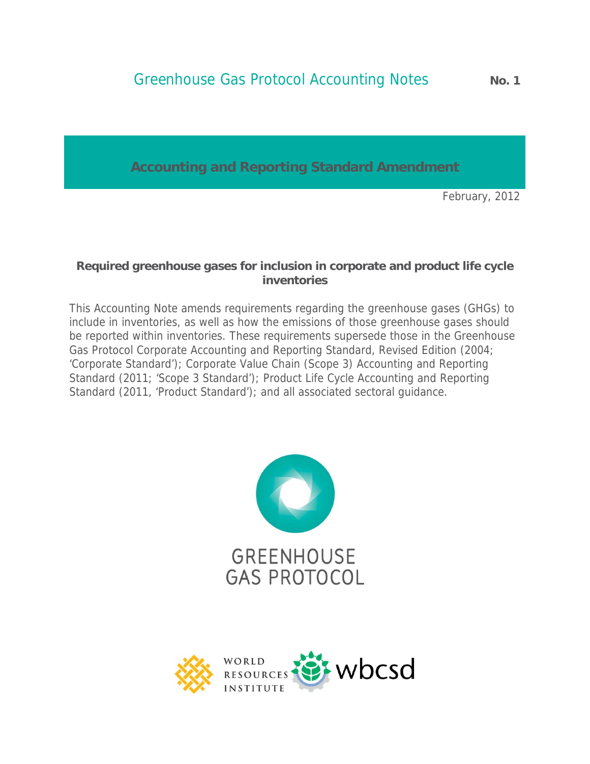# Greenhouse Gas Protocol Accounting Notes

**No. 1**

## Accounting and Reporting Standard Amendment

February, 2012

### Required greenhouse gases for inclusion in corporate and product life cycle inventories

This Accounting Note amends requirements regarding the greenhouse gases (GHGs) to include in inventories, as well as how the emissions of those greenhouse gases should be reported within inventories. These requirements supersede those in the Greenhouse Gas Protocol Corporate Accounting and Reporting Standard, Revised Edition (2004; 'Corporate Standard'); Corporate Value Chain (Scope 3) Accounting and Reporting Standard (2011; 'Scope 3 Standard'); Product Life Cycle Accounting and Reporting Standard (2011, 'Product Standard'); and all associated sectoral guidance.

GREENHOUSE GAS PROTOCOL

WORLD RESOURCES INSTITUTE

wbcsd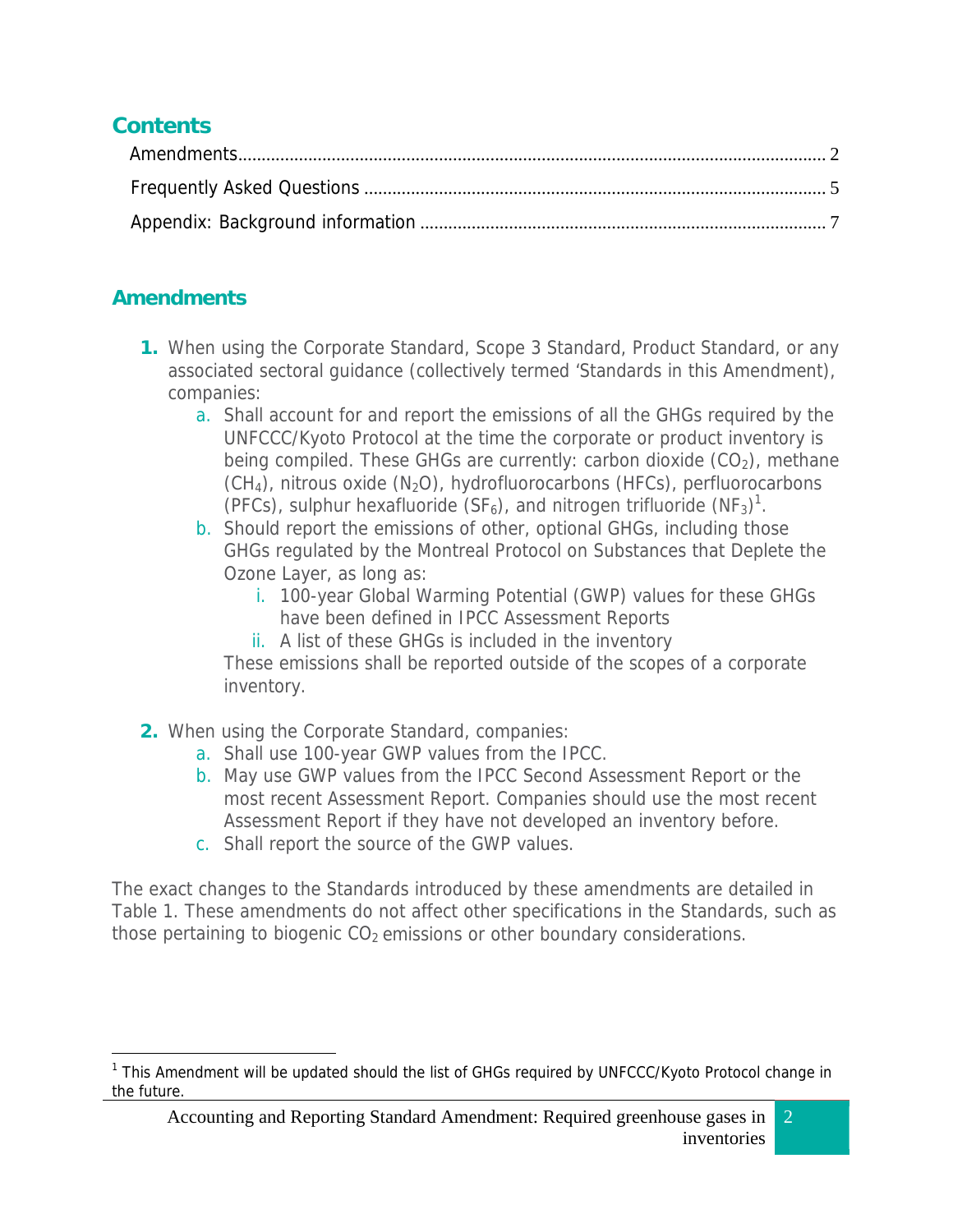## Contents

Amendments........................................................................................................ 2

Frequently Asked Questions ................................................................................... 5

Appendix: Background information ......................................................................... 7

## Amendments

1. When using the Corporate Standard, Scope 3 Standard, Product Standard, or any associated sectoral guidance (collectively termed 'Standards in this Amendment), companies:
   a. Shall account for and report the emissions of all the GHGs required by the UNFCCC/Kyoto Protocol at the time the corporate or product inventory is being compiled. These GHGs are currently: carbon dioxide ($CO_2$), methane ($CH_4$), nitrous oxide ($N_2O$), hydrofluorocarbons (HFCs), perfluorocarbons (PFCs), sulphur hexafluoride ($SF_6$), and nitrogen trifluoride ($NF_3$)[1].
   b. Should report the emissions of other, optional GHGs, including those GHGs regulated by the Montreal Protocol on Substances that Deplete the Ozone Layer, as long as:
      i. 100-year Global Warming Potential (GWP) values for these GHGs have been defined in IPCC Assessment Reports
      ii. A list of these GHGs is included in the inventory

      These emissions shall be reported outside of the scopes of a corporate inventory.

2. When using the Corporate Standard, companies:
   a. Shall use 100-year GWP values from the IPCC.
   b. May use GWP values from the IPCC Second Assessment Report or the most recent Assessment Report. Companies should use the most recent Assessment Report if they have not developed an inventory before.
   c. Shall report the source of the GWP values.

The exact changes to the Standards introduced by these amendments are detailed in Table 1. These amendments do not affect other specifications in the Standards, such as those pertaining to biogenic $CO_2$ emissions or other boundary considerations.

[1] This Amendment will be updated should the list of GHGs required by UNFCCC/Kyoto Protocol change in the future.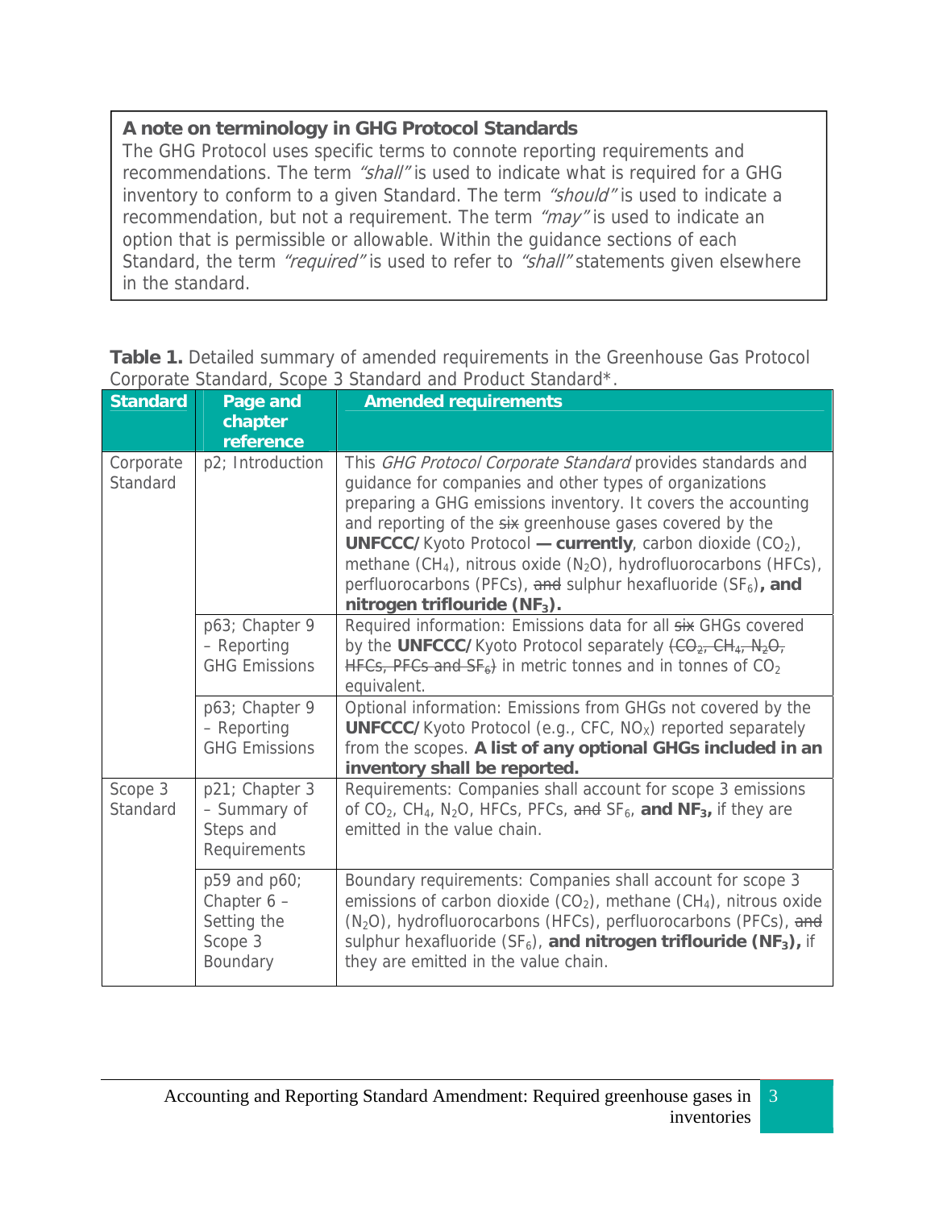**A note on terminology in GHG Protocol Standards**

The GHG Protocol uses specific terms to connote reporting requirements and recommendations. The term *"shall"* is used to indicate what is required for a GHG inventory to conform to a given Standard. The term *"should"* is used to indicate a recommendation, but not a requirement. The term *"may"* is used to indicate an option that is permissible or allowable. Within the guidance sections of each Standard, the term *"required"* is used to refer to *"shall"* statements given elsewhere in the standard.

**Table 1.** Detailed summary of amended requirements in the Greenhouse Gas Protocol Corporate Standard, Scope 3 Standard and Product Standard*.

| Standard | Page and chapter reference | Amended requirements |
|---|---|---|
| Corporate Standard | p2; Introduction | This *GHG Protocol Corporate Standard* provides standards and guidance for companies and other types of organizations preparing a GHG emissions inventory. It covers the accounting and reporting of the ~~six~~ greenhouse gases covered by the **UNFCCC/** Kyoto Protocol **— currently**, carbon dioxide ($CO_2$), methane ($CH_4$), nitrous oxide ($N_2O$), hydrofluorocarbons (HFCs), perfluorocarbons (PFCs), ~~and~~ sulphur hexafluoride ($SF_6$)**, and nitrogen triflouride ($NF_3$).** |
| | p63; Chapter 9 – Reporting GHG Emissions | Required information: Emissions data for all ~~six~~ GHGs covered by the **UNFCCC/** Kyoto Protocol separately ~~($CO_2$, $CH_4$, $N_2O$, HFCs, PFCs and $SF_6$)~~ in metric tonnes and in tonnes of $CO_2$ equivalent. |
| | p63; Chapter 9 – Reporting GHG Emissions | Optional information: Emissions from GHGs not covered by the **UNFCCC/** Kyoto Protocol (e.g., CFC, $NO_X$) reported separately from the scopes. **A list of any optional GHGs included in an inventory shall be reported.** |
| Scope 3 Standard | p21; Chapter 3 – Summary of Steps and Requirements | Requirements: Companies shall account for scope 3 emissions of $CO_2$, $CH_4$, $N_2O$, HFCs, PFCs, ~~and~~ $SF_6$, **and $NF_3$,** if they are emitted in the value chain. |
| | p59 and p60; Chapter 6 – Setting the Scope 3 Boundary | Boundary requirements: Companies shall account for scope 3 emissions of carbon dioxide ($CO_2$), methane ($CH_4$), nitrous oxide ($N_2O$), hydrofluorocarbons (HFCs), perfluorocarbons (PFCs), ~~and~~ sulphur hexafluoride ($SF_6$), **and nitrogen triflouride ($NF_3$),** if they are emitted in the value chain. |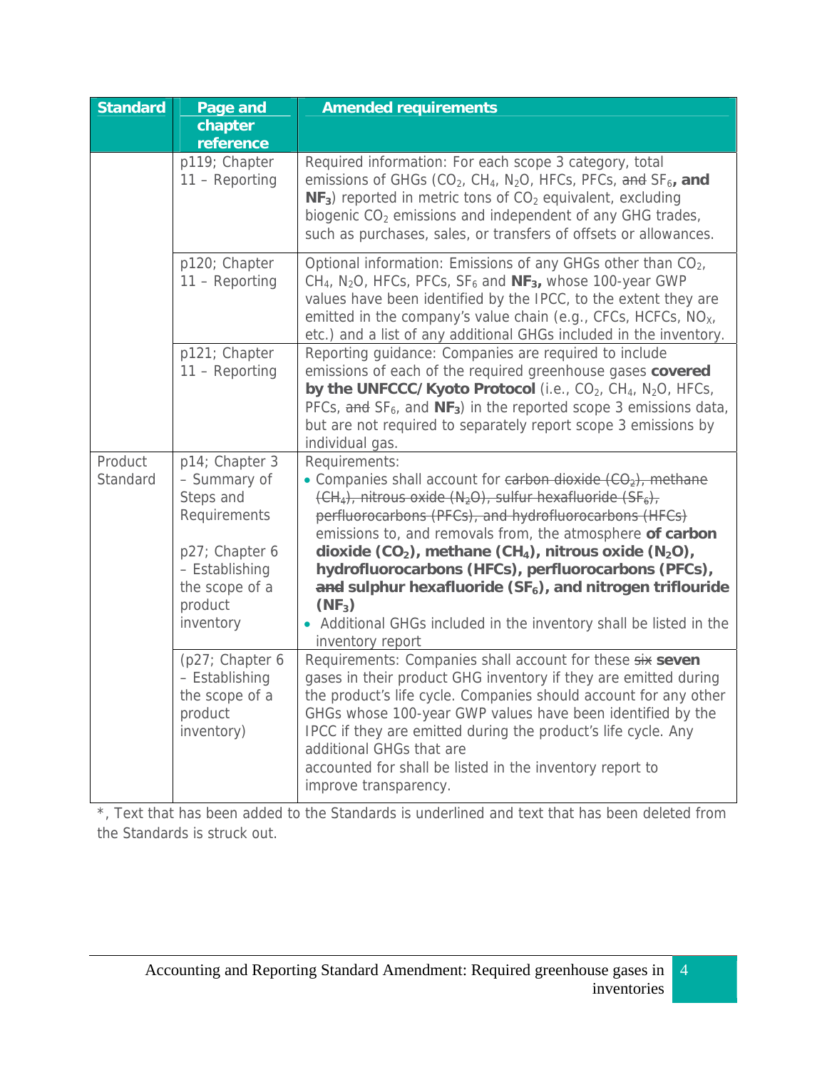| Standard | Page and chapter reference | Amended requirements |
|---|---|---|
| | p119; Chapter 11 – Reporting | Required information: For each scope 3 category, total emissions of GHGs ($CO_2$, $CH_4$, $N_2O$, HFCs, PFCs, ~~and~~ $SF_6$**, and $NF_3$**) reported in metric tons of $CO_2$ equivalent, excluding biogenic $CO_2$ emissions and independent of any GHG trades, such as purchases, sales, or transfers of offsets or allowances. |
| | p120; Chapter 11 – Reporting | Optional information: Emissions of any GHGs other than $CO_2$, $CH_4$, $N_2O$, HFCs, PFCs, $SF_6$ and **$NF_3$,** whose 100-year GWP values have been identified by the IPCC, to the extent they are emitted in the company's value chain (e.g., CFCs, HCFCs, $NO_X$, etc.) and a list of any additional GHGs included in the inventory. |
| | p121; Chapter 11 – Reporting | Reporting guidance: Companies are required to include emissions of each of the required greenhouse gases **covered by the UNFCCC/Kyoto Protocol** (i.e., $CO_2$, $CH_4$, $N_2O$, HFCs, PFCs, ~~and~~ $SF_6$, and **$NF_3$**) in the reported scope 3 emissions data, but are not required to separately report scope 3 emissions by individual gas. |
| Product Standard | p14; Chapter 3 – Summary of Steps and Requirements<br><br>p27; Chapter 6 – Establishing the scope of a product inventory | Requirements:<br>• Companies shall account for ~~carbon dioxide ($CO_2$), methane ($CH_4$), nitrous oxide ($N_2O$), sulfur hexafluoride ($SF_6$), perfluorocarbons (PFCs), and hydrofluorocarbons (HFCs)~~ emissions to, and removals from, the atmosphere **of carbon dioxide ($CO_2$), methane ($CH_4$), nitrous oxide ($N_2O$), hydrofluorocarbons (HFCs), perfluorocarbons (PFCs), ~~and~~ sulphur hexafluoride ($SF_6$), and nitrogen triflouride ($NF_3$)**<br>• Additional GHGs included in the inventory shall be listed in the inventory report |
| | (p27; Chapter 6 – Establishing the scope of a product inventory) | Requirements: Companies shall account for these ~~six~~ **seven** gases in their product GHG inventory if they are emitted during the product's life cycle. Companies should account for any other GHGs whose 100-year GWP values have been identified by the IPCC if they are emitted during the product's life cycle. Any additional GHGs that are accounted for shall be listed in the inventory report to improve transparency. |

*, Text that has been added to the Standards is underlined and text that has been deleted from the Standards is struck out.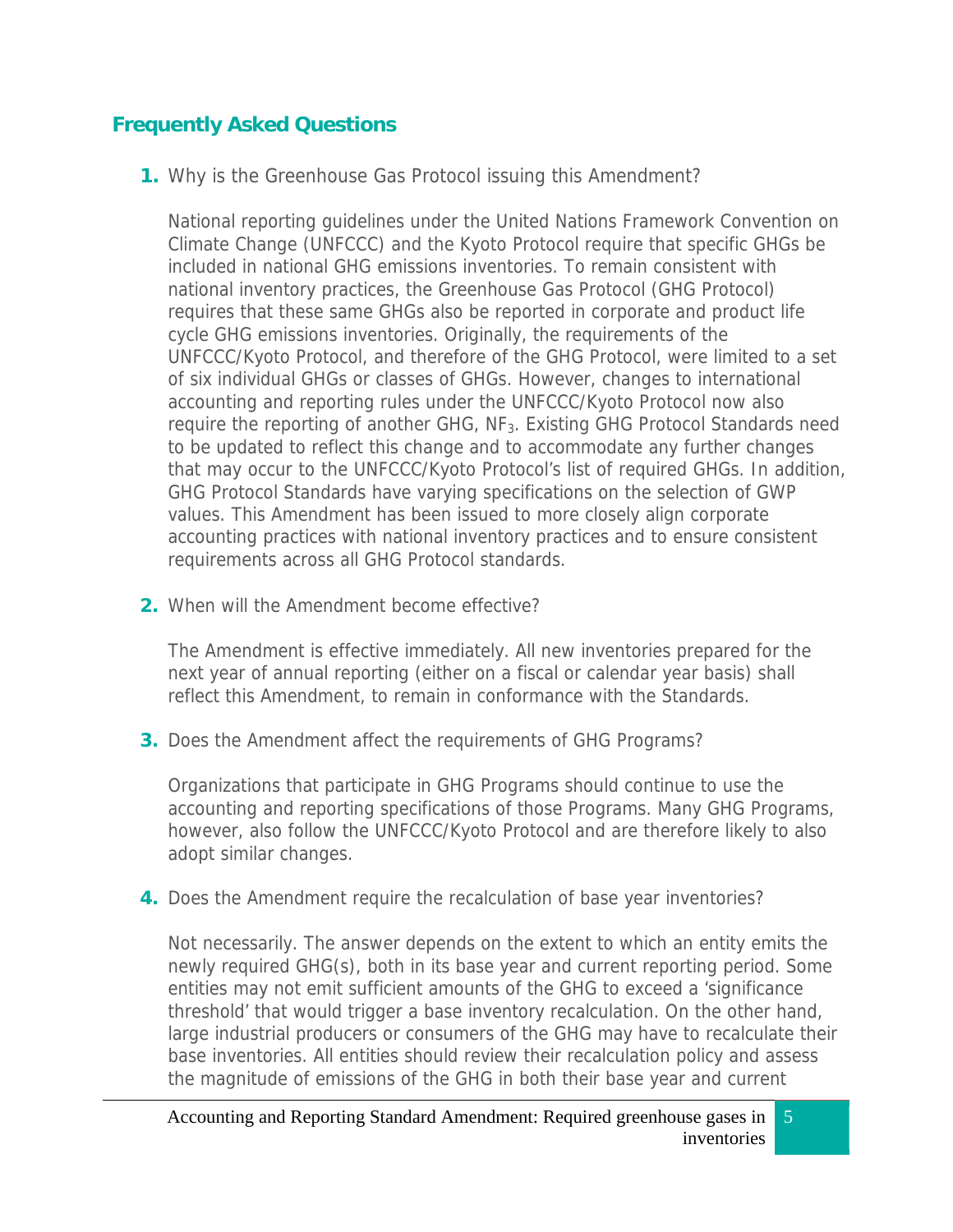## Frequently Asked Questions

**1.** Why is the Greenhouse Gas Protocol issuing this Amendment?

National reporting guidelines under the United Nations Framework Convention on Climate Change (UNFCCC) and the Kyoto Protocol require that specific GHGs be included in national GHG emissions inventories. To remain consistent with national inventory practices, the Greenhouse Gas Protocol (GHG Protocol) requires that these same GHGs also be reported in corporate and product life cycle GHG emissions inventories. Originally, the requirements of the UNFCCC/Kyoto Protocol, and therefore of the GHG Protocol, were limited to a set of six individual GHGs or classes of GHGs. However, changes to international accounting and reporting rules under the UNFCCC/Kyoto Protocol now also require the reporting of another GHG, $NF_3$. Existing GHG Protocol Standards need to be updated to reflect this change and to accommodate any further changes that may occur to the UNFCCC/Kyoto Protocol's list of required GHGs. In addition, GHG Protocol Standards have varying specifications on the selection of GWP values. This Amendment has been issued to more closely align corporate accounting practices with national inventory practices and to ensure consistent requirements across all GHG Protocol standards.

**2.** When will the Amendment become effective?

The Amendment is effective immediately. All new inventories prepared for the next year of annual reporting (either on a fiscal or calendar year basis) shall reflect this Amendment, to remain in conformance with the Standards.

**3.** Does the Amendment affect the requirements of GHG Programs?

Organizations that participate in GHG Programs should continue to use the accounting and reporting specifications of those Programs. Many GHG Programs, however, also follow the UNFCCC/Kyoto Protocol and are therefore likely to also adopt similar changes.

**4.** Does the Amendment require the recalculation of base year inventories?

Not necessarily. The answer depends on the extent to which an entity emits the newly required GHG(s), both in its base year and current reporting period. Some entities may not emit sufficient amounts of the GHG to exceed a 'significance threshold' that would trigger a base inventory recalculation. On the other hand, large industrial producers or consumers of the GHG may have to recalculate their base inventories. All entities should review their recalculation policy and assess the magnitude of emissions of the GHG in both their base year and current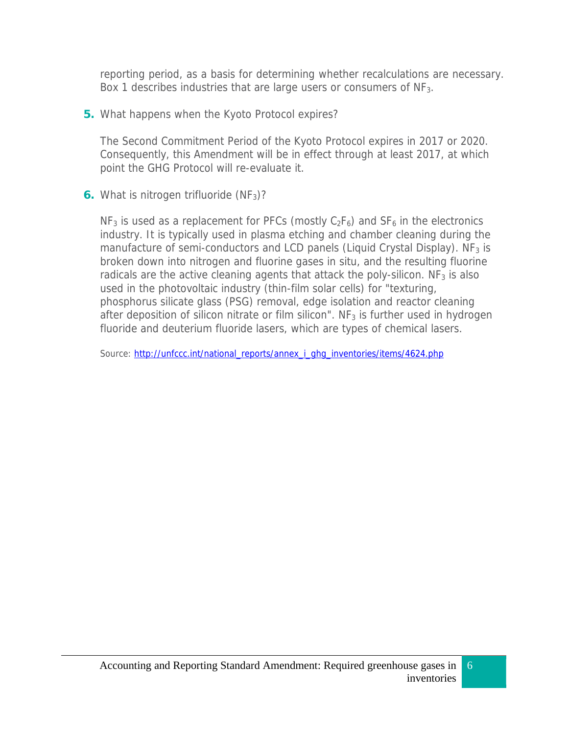reporting period, as a basis for determining whether recalculations are necessary. Box 1 describes industries that are large users or consumers of $NF_3$.

**5.** What happens when the Kyoto Protocol expires?

The Second Commitment Period of the Kyoto Protocol expires in 2017 or 2020. Consequently, this Amendment will be in effect through at least 2017, at which point the GHG Protocol will re-evaluate it.

**6.** What is nitrogen trifluoride ($NF_3$)?

$NF_3$ is used as a replacement for PFCs (mostly $C_2F_6$) and $SF_6$ in the electronics industry. It is typically used in plasma etching and chamber cleaning during the manufacture of semi-conductors and LCD panels (Liquid Crystal Display). $NF_3$ is broken down into nitrogen and fluorine gases in situ, and the resulting fluorine radicals are the active cleaning agents that attack the poly-silicon. $NF_3$ is also used in the photovoltaic industry (thin-film solar cells) for "texturing, phosphorus silicate glass (PSG) removal, edge isolation and reactor cleaning after deposition of silicon nitrate or film silicon". $NF_3$ is further used in hydrogen fluoride and deuterium fluoride lasers, which are types of chemical lasers.

Source: [http://unfccc.int/national_reports/annex_i_ghg_inventories/items/4624.php](http://unfccc.int/national_reports/annex_i_ghg_inventories/items/4624.php)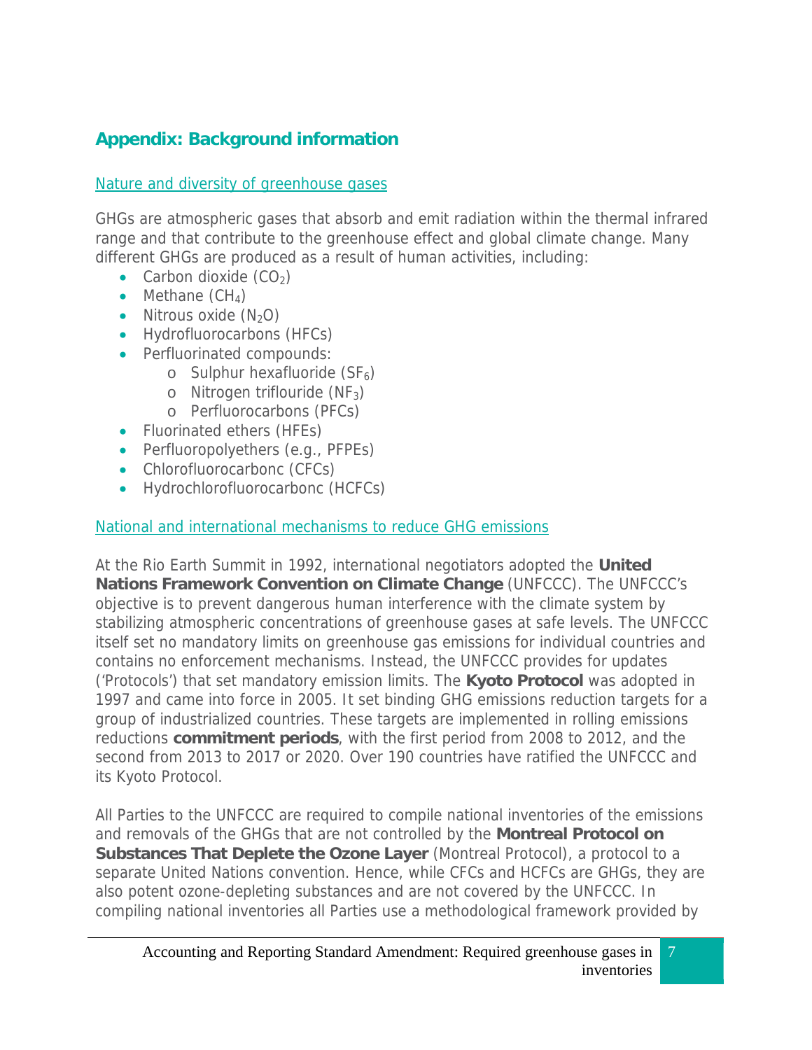## Appendix: Background information

Nature and diversity of greenhouse gases

GHGs are atmospheric gases that absorb and emit radiation within the thermal infrared range and that contribute to the greenhouse effect and global climate change. Many different GHGs are produced as a result of human activities, including:

- Carbon dioxide ($CO_2$)
- Methane ($CH_4$)
- Nitrous oxide ($N_2O$)
- Hydrofluorocarbons (HFCs)
- Perfluorinated compounds:
  - Sulphur hexafluoride ($SF_6$)
  - Nitrogen triflouride ($NF_3$)
  - Perfluorocarbons (PFCs)
- Fluorinated ethers (HFEs)
- Perfluoropolyethers (e.g., PFPEs)
- Chlorofluorocarbonc (CFCs)
- Hydrochlorofluorocarbonc (HCFCs)

National and international mechanisms to reduce GHG emissions

At the Rio Earth Summit in 1992, international negotiators adopted the **United Nations Framework Convention on Climate Change** (UNFCCC). The UNFCCC's objective is to prevent dangerous human interference with the climate system by stabilizing atmospheric concentrations of greenhouse gases at safe levels. The UNFCCC itself set no mandatory limits on greenhouse gas emissions for individual countries and contains no enforcement mechanisms. Instead, the UNFCCC provides for updates ('Protocols') that set mandatory emission limits. The **Kyoto Protocol** was adopted in 1997 and came into force in 2005. It set binding GHG emissions reduction targets for a group of industrialized countries. These targets are implemented in rolling emissions reductions **commitment periods**, with the first period from 2008 to 2012, and the second from 2013 to 2017 or 2020. Over 190 countries have ratified the UNFCCC and its Kyoto Protocol.

All Parties to the UNFCCC are required to compile national inventories of the emissions and removals of the GHGs that are not controlled by the **Montreal Protocol on Substances That Deplete the Ozone Layer** (Montreal Protocol), a protocol to a separate United Nations convention. Hence, while CFCs and HCFCs are GHGs, they are also potent ozone-depleting substances and are not covered by the UNFCCC. In compiling national inventories all Parties use a methodological framework provided by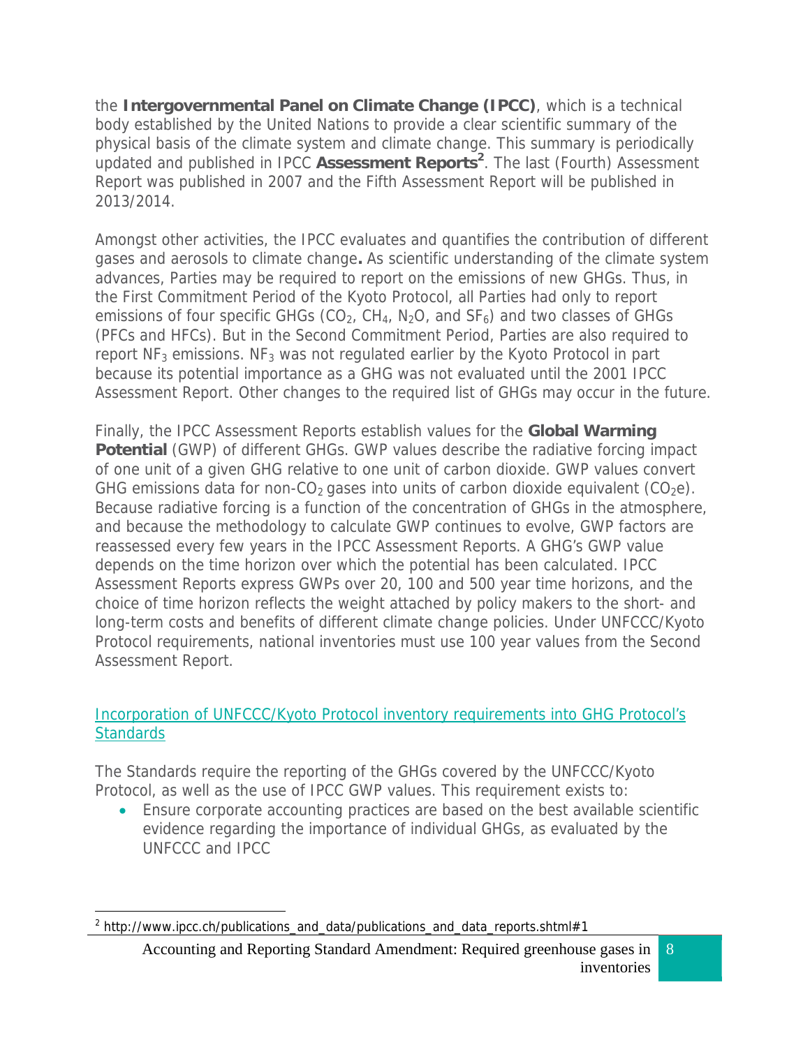the **Intergovernmental Panel on Climate Change (IPCC)**, which is a technical body established by the United Nations to provide a clear scientific summary of the physical basis of the climate system and climate change. This summary is periodically updated and published in IPCC **Assessment Reports**[2]. The last (Fourth) Assessment Report was published in 2007 and the Fifth Assessment Report will be published in 2013/2014.

Amongst other activities, the IPCC evaluates and quantifies the contribution of different gases and aerosols to climate change**.** As scientific understanding of the climate system advances, Parties may be required to report on the emissions of new GHGs. Thus, in the First Commitment Period of the Kyoto Protocol, all Parties had only to report emissions of four specific GHGs ($CO_2$, $CH_4$, $N_2O$, and $SF_6$) and two classes of GHGs (PFCs and HFCs). But in the Second Commitment Period, Parties are also required to report $NF_3$ emissions. $NF_3$ was not regulated earlier by the Kyoto Protocol in part because its potential importance as a GHG was not evaluated until the 2001 IPCC Assessment Report. Other changes to the required list of GHGs may occur in the future.

Finally, the IPCC Assessment Reports establish values for the **Global Warming Potential** (GWP) of different GHGs. GWP values describe the radiative forcing impact of one unit of a given GHG relative to one unit of carbon dioxide. GWP values convert GHG emissions data for non-$CO_2$ gases into units of carbon dioxide equivalent ($CO_2e$). Because radiative forcing is a function of the concentration of GHGs in the atmosphere, and because the methodology to calculate GWP continues to evolve, GWP factors are reassessed every few years in the IPCC Assessment Reports. A GHG's GWP value depends on the time horizon over which the potential has been calculated. IPCC Assessment Reports express GWPs over 20, 100 and 500 year time horizons, and the choice of time horizon reflects the weight attached by policy makers to the short- and long-term costs and benefits of different climate change policies. Under UNFCCC/Kyoto Protocol requirements, national inventories must use 100 year values from the Second Assessment Report.

## Incorporation of UNFCCC/Kyoto Protocol inventory requirements into GHG Protocol's Standards

The Standards require the reporting of the GHGs covered by the UNFCCC/Kyoto Protocol, as well as the use of IPCC GWP values. This requirement exists to:

- Ensure corporate accounting practices are based on the best available scientific evidence regarding the importance of individual GHGs, as evaluated by the UNFCCC and IPCC

[2] http://www.ipcc.ch/publications_and_data/publications_and_data_reports.shtml#1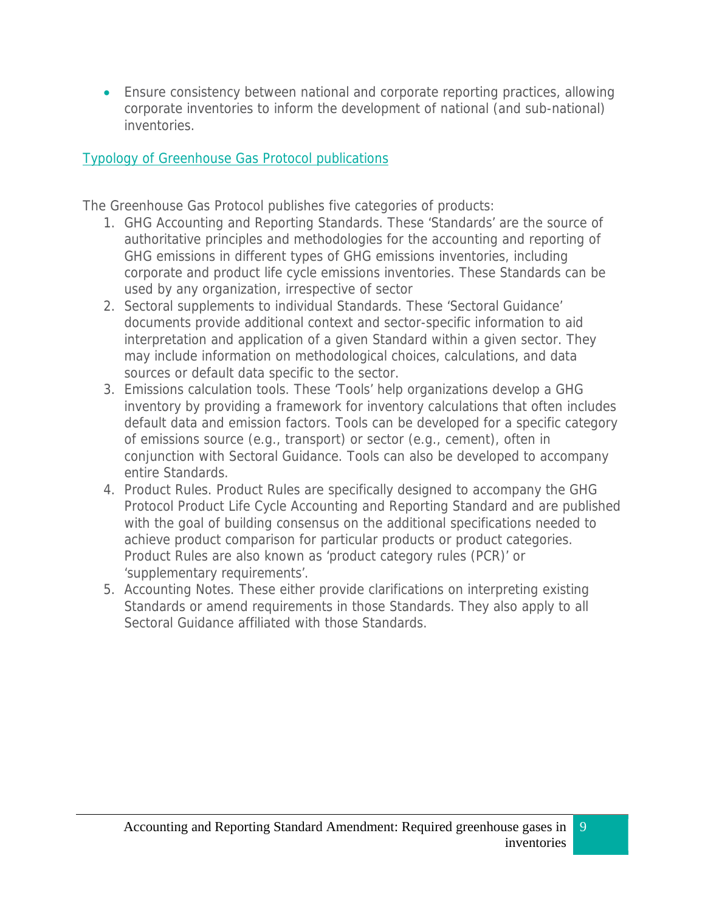- Ensure consistency between national and corporate reporting practices, allowing corporate inventories to inform the development of national (and sub-national) inventories.

## Typology of Greenhouse Gas Protocol publications

The Greenhouse Gas Protocol publishes five categories of products:

1. GHG Accounting and Reporting Standards. These 'Standards' are the source of authoritative principles and methodologies for the accounting and reporting of GHG emissions in different types of GHG emissions inventories, including corporate and product life cycle emissions inventories. These Standards can be used by any organization, irrespective of sector
2. Sectoral supplements to individual Standards. These 'Sectoral Guidance' documents provide additional context and sector-specific information to aid interpretation and application of a given Standard within a given sector. They may include information on methodological choices, calculations, and data sources or default data specific to the sector.
3. Emissions calculation tools. These 'Tools' help organizations develop a GHG inventory by providing a framework for inventory calculations that often includes default data and emission factors. Tools can be developed for a specific category of emissions source (e.g., transport) or sector (e.g., cement), often in conjunction with Sectoral Guidance. Tools can also be developed to accompany entire Standards.
4. Product Rules. Product Rules are specifically designed to accompany the GHG Protocol Product Life Cycle Accounting and Reporting Standard and are published with the goal of building consensus on the additional specifications needed to achieve product comparison for particular products or product categories. Product Rules are also known as 'product category rules (PCR)' or 'supplementary requirements'.
5. Accounting Notes. These either provide clarifications on interpreting existing Standards or amend requirements in those Standards. They also apply to all Sectoral Guidance affiliated with those Standards.